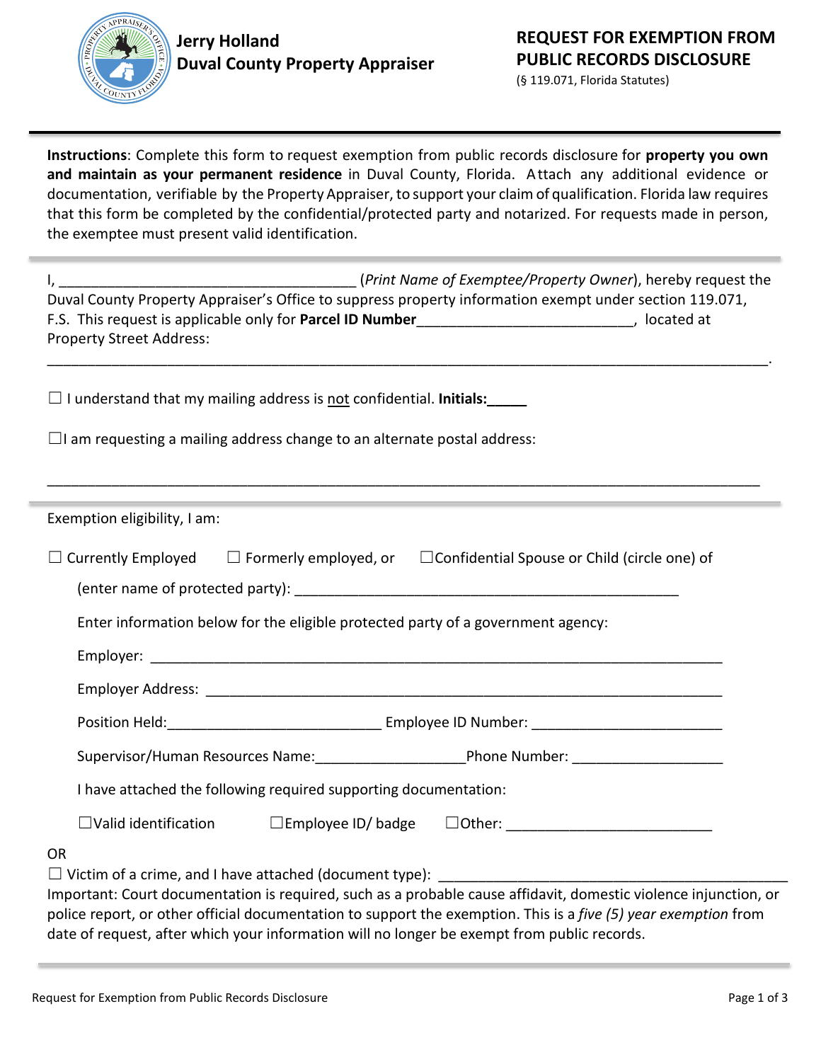**Jerry Holland**
**Duval County Property Appraiser**

# REQUEST FOR EXEMPTION FROM PUBLIC RECORDS DISCLOSURE

(§ 119.071, Florida Statutes)

**Instructions**: Complete this form to request exemption from public records disclosure for **property you own and maintain as your permanent residence** in Duval County, Florida. Attach any additional evidence or documentation, verifiable by the Property Appraiser, to support your claim of qualification. Florida law requires that this form be completed by the confidential/protected party and notarized. For requests made in person, the exemptee must present valid identification.

I, ______________________________________ (*Print Name of Exemptee/Property Owner*), hereby request the Duval County Property Appraiser's Office to suppress property information exempt under section 119.071, F.S. This request is applicable only for **Parcel ID Number**___________________________, located at Property Street Address:

______________________________________________________________________________.

☐ I understand that my mailing address is not confidential. **Initials:_____**

☐I am requesting a mailing address change to an alternate postal address:

______________________________________________________________________________

Exemption eligibility, I am:

☐ Currently Employed ☐ Formerly employed, or ☐Confidential Spouse or Child (circle one) of

(enter name of protected party): _______________________________________________

Enter information below for the eligible protected party of a government agency:

Employer: _________________________________________________________________

Employer Address: ___________________________________________________________

Position Held:___________________________ Employee ID Number: ________________________

Supervisor/Human Resources Name:__________________Phone Number: ___________________

I have attached the following required supporting documentation:

☐Valid identification ☐Employee ID/ badge ☐Other: __________________________

OR

☐ Victim of a crime, and I have attached (document type): ________________________________________

Important: Court documentation is required, such as a probable cause affidavit, domestic violence injunction, or police report, or other official documentation to support the exemption. This is a *five (5) year exemption* from date of request, after which your information will no longer be exempt from public records.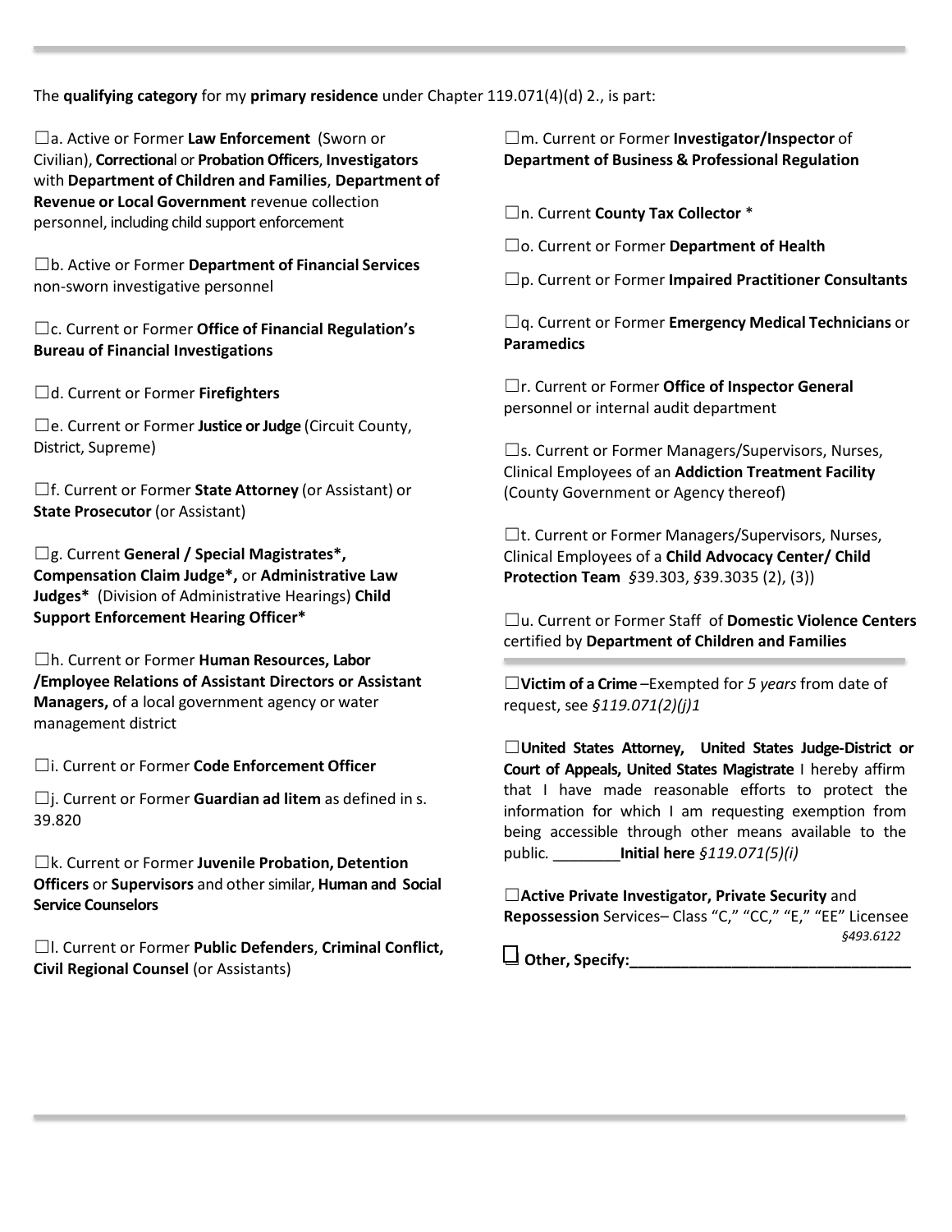The **qualifying category** for my **primary residence** under Chapter 119.071(4)(d) 2., is part:

☐a. Active or Former **Law Enforcement** (Sworn or Civilian), **Correctional** or **Probation Officers**, **Investigators** with **Department of Children and Families**, **Department of Revenue or Local Government** revenue collection personnel, including child support enforcement

☐b. Active or Former **Department of Financial Services** non-sworn investigative personnel

☐c. Current or Former **Office of Financial Regulation's Bureau of Financial Investigations**

☐d. Current or Former **Firefighters**

☐e. Current or Former **Justice or Judge** (Circuit County, District, Supreme)

☐f. Current or Former **State Attorney** (or Assistant) or **State Prosecutor** (or Assistant)

☐g. Current **General / Special Magistrates*, Compensation Claim Judge*,** or **Administrative Law Judges*** (Division of Administrative Hearings) **Child Support Enforcement Hearing Officer***

☐h. Current or Former **Human Resources, Labor /Employee Relations of Assistant Directors or Assistant Managers,** of a local government agency or water management district

☐i. Current or Former **Code Enforcement Officer**

☐j. Current or Former **Guardian ad litem** as defined in s. 39.820

☐k. Current or Former **Juvenile Probation, Detention Officers** or **Supervisors** and other similar, **Human and Social Service Counselors**

☐l. Current or Former **Public Defenders**, **Criminal Conflict, Civil Regional Counsel** (or Assistants)

☐m. Current or Former **Investigator/Inspector** of **Department of Business & Professional Regulation**

☐n. Current **County Tax Collector** *

☐o. Current or Former **Department of Health**

☐p. Current or Former **Impaired Practitioner Consultants**

☐q. Current or Former **Emergency Medical Technicians** or **Paramedics**

☐r. Current or Former **Office of Inspector General** personnel or internal audit department

☐s. Current or Former Managers/Supervisors, Nurses, Clinical Employees of an **Addiction Treatment Facility** (County Government or Agency thereof)

☐t. Current or Former Managers/Supervisors, Nurses, Clinical Employees of a **Child Advocacy Center/ Child Protection Team** *§*39.303, *§*39.3035 (2), (3))

☐u. Current or Former Staff of **Domestic Violence Centers** certified by **Department of Children and Families**

---

☐**Victim of a Crime** –Exempted for *5 years* from date of request, see *§119.071(2)(j)1*

☐**United States Attorney, United States Judge-District or Court of Appeals, United States Magistrate** I hereby affirm that I have made reasonable efforts to protect the information for which I am requesting exemption from being accessible through other means available to the public. ________**Initial here** *§119.071(5)(i)*

☐**Active Private Investigator, Private Security** and **Repossession** Services– Class "C," "CC," "E," "EE" Licensee *§493.6122*

☐ **Other, Specify:_________________________________**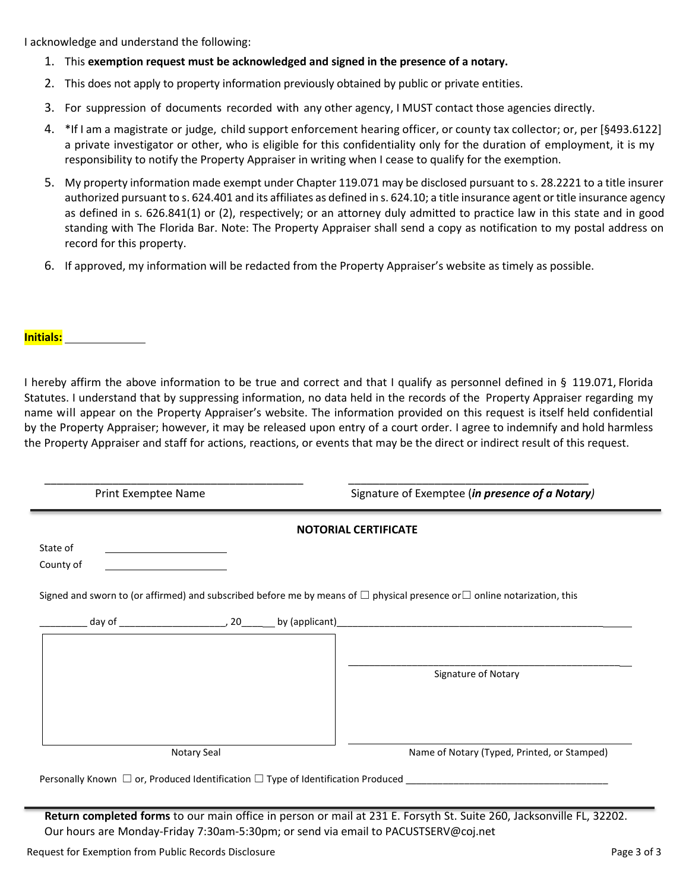I acknowledge and understand the following:

1. This **exemption request must be acknowledged and signed in the presence of a notary.**
2. This does not apply to property information previously obtained by public or private entities.
3. For suppression of documents recorded with any other agency, I MUST contact those agencies directly.
4. *If I am a magistrate or judge, child support enforcement hearing officer, or county tax collector; or, per [§493.6122] a private investigator or other, who is eligible for this confidentiality only for the duration of employment, it is my responsibility to notify the Property Appraiser in writing when I cease to qualify for the exemption.
5. My property information made exempt under Chapter 119.071 may be disclosed pursuant to s. 28.2221 to a title insurer authorized pursuant to s. 624.401 and its affiliates as defined in s. 624.10; a title insurance agent or title insurance agency as defined in s. 626.841(1) or (2), respectively; or an attorney duly admitted to practice law in this state and in good standing with The Florida Bar. Note: The Property Appraiser shall send a copy as notification to my postal address on record for this property.
6. If approved, my information will be redacted from the Property Appraiser's website as timely as possible.

**Initials:** ____________

I hereby affirm the above information to be true and correct and that I qualify as personnel defined in § 119.071, Florida Statutes. I understand that by suppressing information, no data held in the records of the Property Appraiser regarding my name will appear on the Property Appraiser's website. The information provided on this request is itself held confidential by the Property Appraiser; however, it may be released upon entry of a court order. I agree to indemnify and hold harmless the Property Appraiser and staff for actions, reactions, or events that may be the direct or indirect result of this request.

______________________________________ Print Exemptee Name

______________________________________ Signature of Exemptee (***in presence of a Notary***)

**NOTORIAL CERTIFICATE**

State of ____________________

County of ____________________

Signed and sworn to (or affirmed) and subscribed before me by means of ☐ physical presence or ☐ online notarization, this

_________ day of ____________________, 20______ by (applicant)________________________________________________

Notary Seal

______________________________________ Signature of Notary

______________________________________ Name of Notary (Typed, Printed, or Stamped)

Personally Known ☐ or, Produced Identification ☐ Type of Identification Produced ____________________________________

**Return completed forms** to our main office in person or mail at 231 E. Forsyth St. Suite 260, Jacksonville FL, 32202. Our hours are Monday-Friday 7:30am-5:30pm; or send via email to PACUSTSERV@coj.net

Request for Exemption from Public Records Disclosure